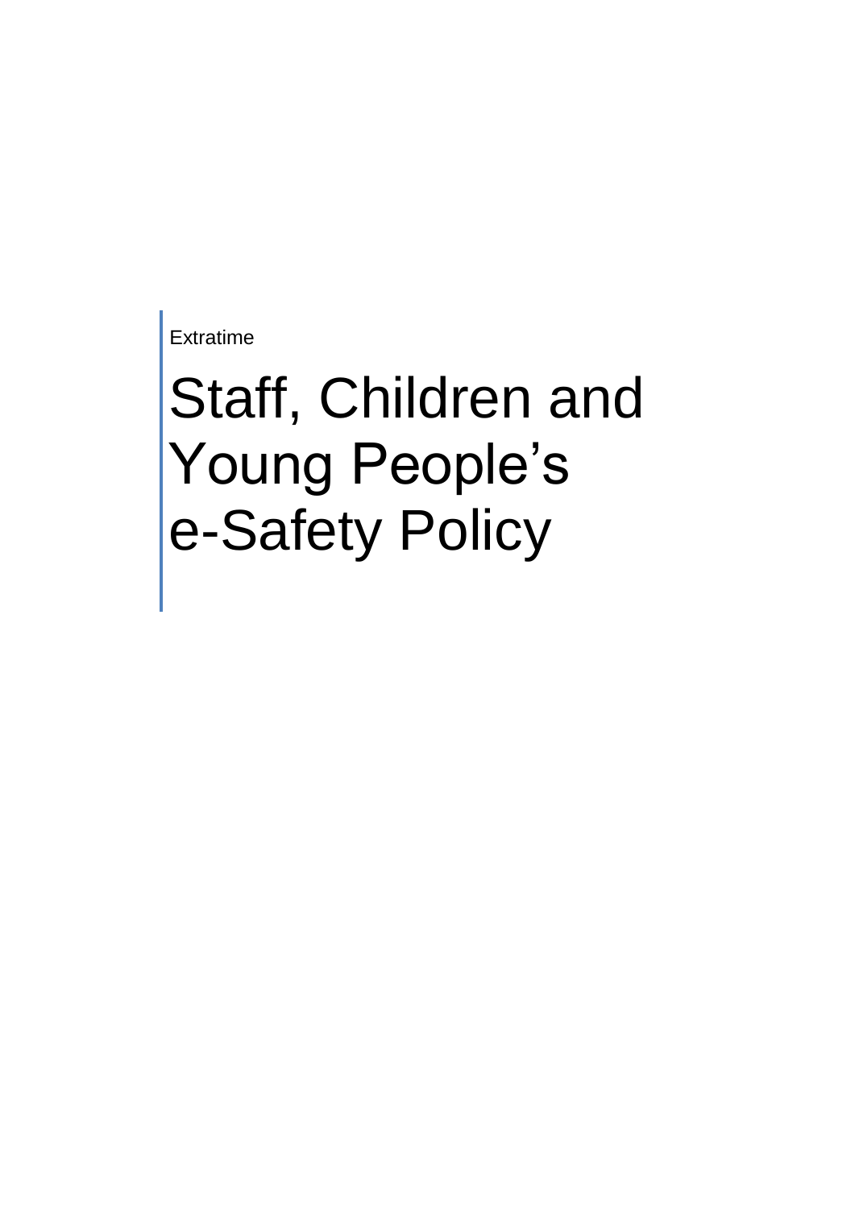Extratime

# Staff, Children and Young People's e-Safety Policy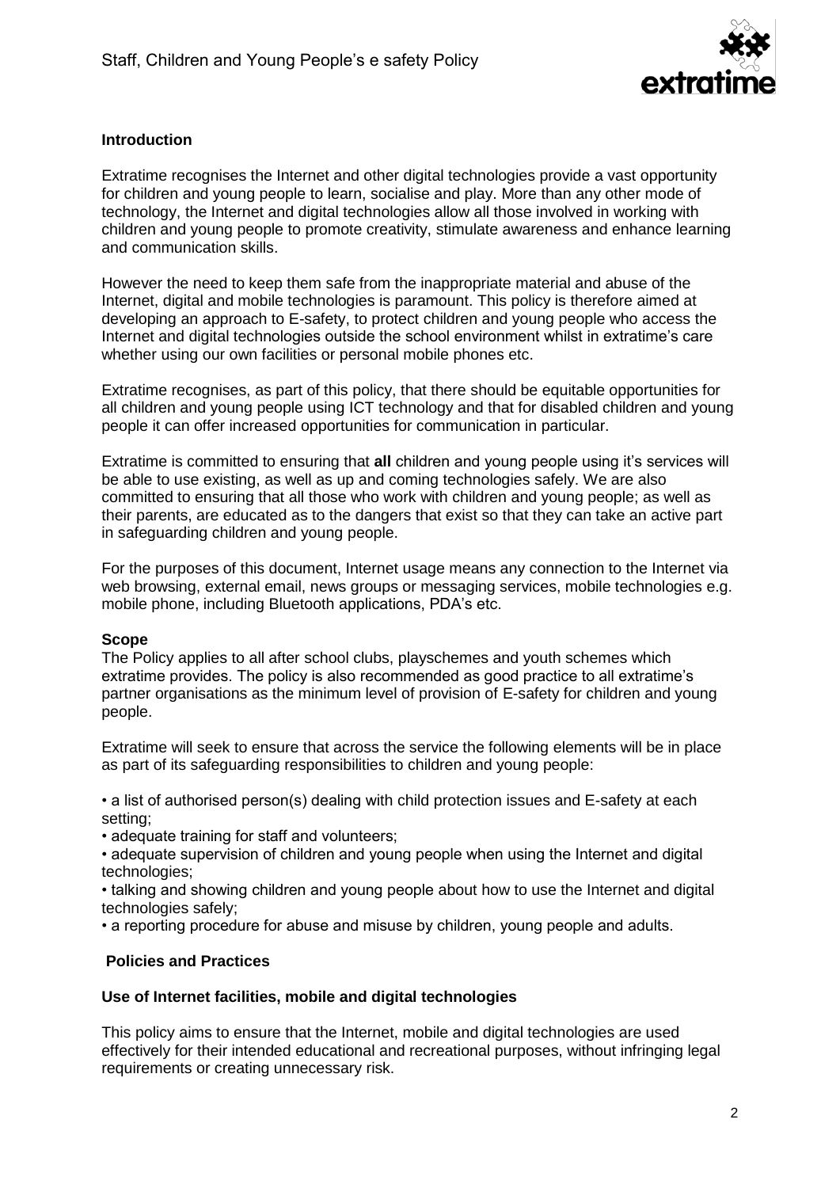### Introduction

Extratime recognises the Internet and other digital technologies provide a vast opportunity for children and young people to learn, socialise and play. More than any other mode of technology, the Internet and digital technologies allow all those involved in working with children and young people to promote creativity, stimulate awareness and enhance learning and communication skills.

However the need to keep them safe from the inappropriate material and abuse of the Internet, digital and mobile technologies is paramount. This policy is therefore aimed at developing an approach to E-safety, to protect children and young people who access the Internet and digital technologies outside the school environment whilst in extratime's care whether using our own facilities or personal mobile phones etc.

Extratime recognises, as part of this policy, that there should be equitable opportunities for all children and young people using ICT technology and that for disabled children and young people it can offer increased opportunities for communication in particular.

Extratime is committed to ensuring that **all** children and young people using it's services will be able to use existing, as well as up and coming technologies safely. We are also committed to ensuring that all those who work with children and young people; as well as their parents, are educated as to the dangers that exist so that they can take an active part in safeguarding children and young people.

For the purposes of this document, Internet usage means any connection to the Internet via web browsing, external email, news groups or messaging services, mobile technologies e.g. mobile phone, including Bluetooth applications, PDA's etc.

### Scope

The Policy applies to all after school clubs, playschemes and youth schemes which extratime provides. The policy is also recommended as good practice to all extratime's partner organisations as the minimum level of provision of E-safety for children and young people.

Extratime will seek to ensure that across the service the following elements will be in place as part of its safeguarding responsibilities to children and young people:

- a list of authorised person(s) dealing with child protection issues and E-safety at each setting;
- adequate training for staff and volunteers;
- adequate supervision of children and young people when using the Internet and digital technologies;
- talking and showing children and young people about how to use the Internet and digital technologies safely;
- a reporting procedure for abuse and misuse by children, young people and adults.

### Policies and Practices

#### Use of Internet facilities, mobile and digital technologies

This policy aims to ensure that the Internet, mobile and digital technologies are used effectively for their intended educational and recreational purposes, without infringing legal requirements or creating unnecessary risk.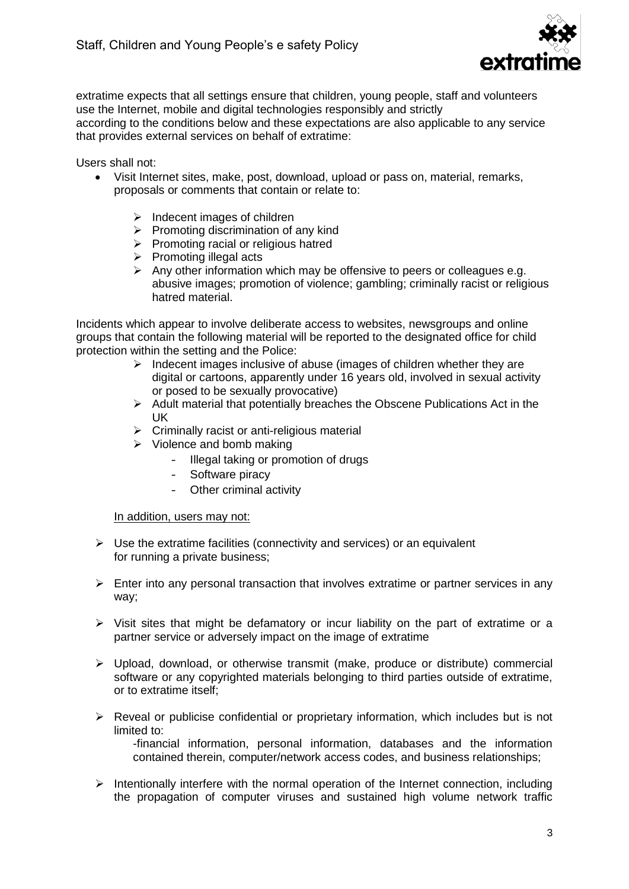extratime expects that all settings ensure that children, young people, staff and volunteers use the Internet, mobile and digital technologies responsibly and strictly according to the conditions below and these expectations are also applicable to any service that provides external services on behalf of extratime:

Users shall not:

- Visit Internet sites, make, post, download, upload or pass on, material, remarks, proposals or comments that contain or relate to:
  - Indecent images of children
  - Promoting discrimination of any kind
  - Promoting racial or religious hatred
  - Promoting illegal acts
  - Any other information which may be offensive to peers or colleagues e.g. abusive images; promotion of violence; gambling; criminally racist or religious hatred material.

Incidents which appear to involve deliberate access to websites, newsgroups and online groups that contain the following material will be reported to the designated office for child protection within the setting and the Police:

- Indecent images inclusive of abuse (images of children whether they are digital or cartoons, apparently under 16 years old, involved in sexual activity or posed to be sexually provocative)
- Adult material that potentially breaches the Obscene Publications Act in the UK
- Criminally racist or anti-religious material
- Violence and bomb making
  - Illegal taking or promotion of drugs
  - Software piracy
  - Other criminal activity

<u>In addition, users may not:</u>

- Use the extratime facilities (connectivity and services) or an equivalent for running a private business;
- Enter into any personal transaction that involves extratime or partner services in any way;
- Visit sites that might be defamatory or incur liability on the part of extratime or a partner service or adversely impact on the image of extratime
- Upload, download, or otherwise transmit (make, produce or distribute) commercial software or any copyrighted materials belonging to third parties outside of extratime, or to extratime itself;
- Reveal or publicise confidential or proprietary information, which includes but is not limited to:

  -financial information, personal information, databases and the information contained therein, computer/network access codes, and business relationships;
- Intentionally interfere with the normal operation of the Internet connection, including the propagation of computer viruses and sustained high volume network traffic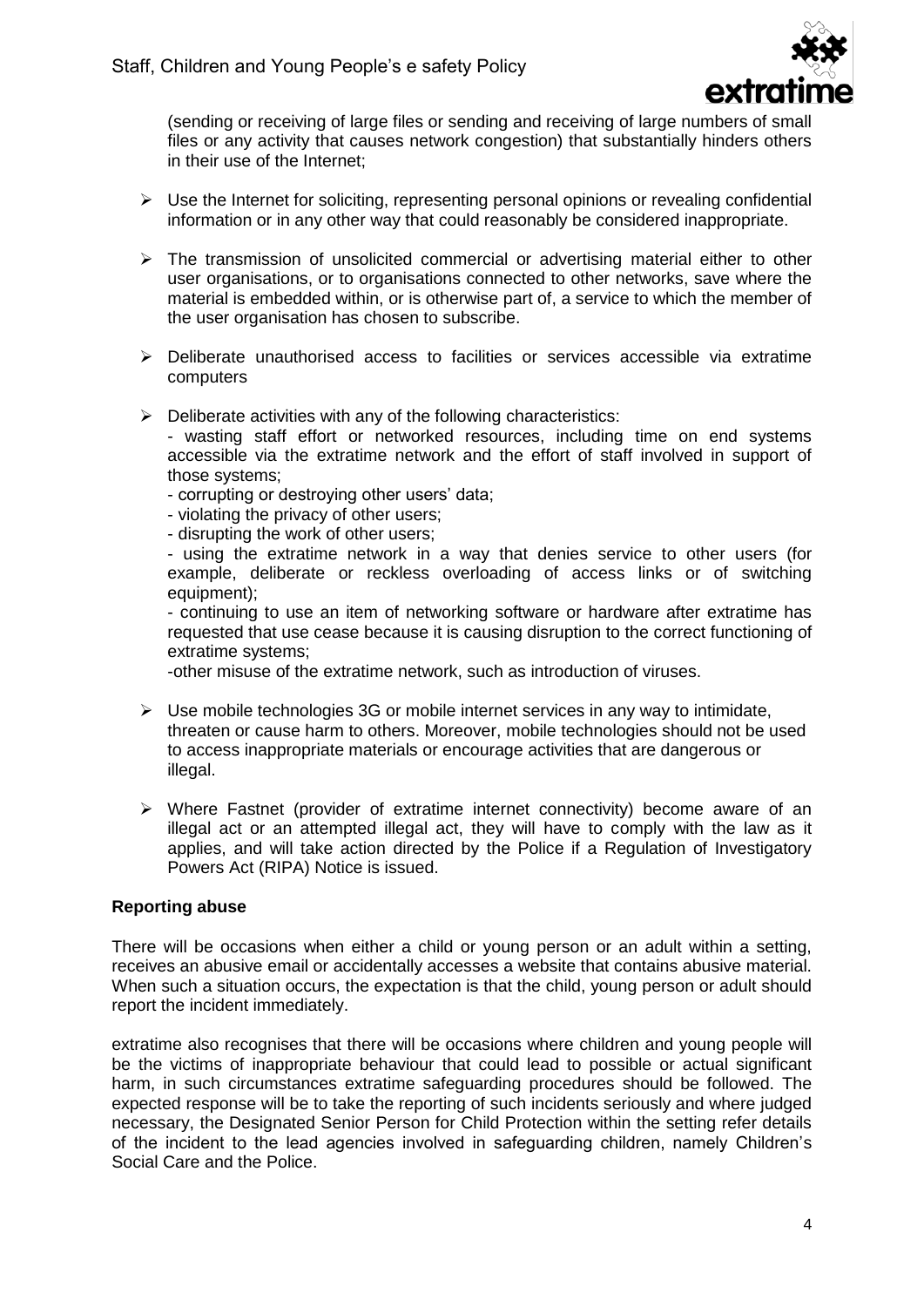(sending or receiving of large files or sending and receiving of large numbers of small files or any activity that causes network congestion) that substantially hinders others in their use of the Internet;

- Use the Internet for soliciting, representing personal opinions or revealing confidential information or in any other way that could reasonably be considered inappropriate.

- The transmission of unsolicited commercial or advertising material either to other user organisations, or to organisations connected to other networks, save where the material is embedded within, or is otherwise part of, a service to which the member of the user organisation has chosen to subscribe.

- Deliberate unauthorised access to facilities or services accessible via extratime computers

- Deliberate activities with any of the following characteristics:
  - wasting staff effort or networked resources, including time on end systems accessible via the extratime network and the effort of staff involved in support of those systems;
  - corrupting or destroying other users' data;
  - violating the privacy of other users;
  - disrupting the work of other users;
  - using the extratime network in a way that denies service to other users (for example, deliberate or reckless overloading of access links or of switching equipment);
  - continuing to use an item of networking software or hardware after extratime has requested that use cease because it is causing disruption to the correct functioning of extratime systems;
  - other misuse of the extratime network, such as introduction of viruses.

- Use mobile technologies 3G or mobile internet services in any way to intimidate, threaten or cause harm to others. Moreover, mobile technologies should not be used to access inappropriate materials or encourage activities that are dangerous or illegal.

- Where Fastnet (provider of extratime internet connectivity) become aware of an illegal act or an attempted illegal act, they will have to comply with the law as it applies, and will take action directed by the Police if a Regulation of Investigatory Powers Act (RIPA) Notice is issued.

**Reporting abuse**

There will be occasions when either a child or young person or an adult within a setting, receives an abusive email or accidentally accesses a website that contains abusive material. When such a situation occurs, the expectation is that the child, young person or adult should report the incident immediately.

extratime also recognises that there will be occasions where children and young people will be the victims of inappropriate behaviour that could lead to possible or actual significant harm, in such circumstances extratime safeguarding procedures should be followed. The expected response will be to take the reporting of such incidents seriously and where judged necessary, the Designated Senior Person for Child Protection within the setting refer details of the incident to the lead agencies involved in safeguarding children, namely Children's Social Care and the Police.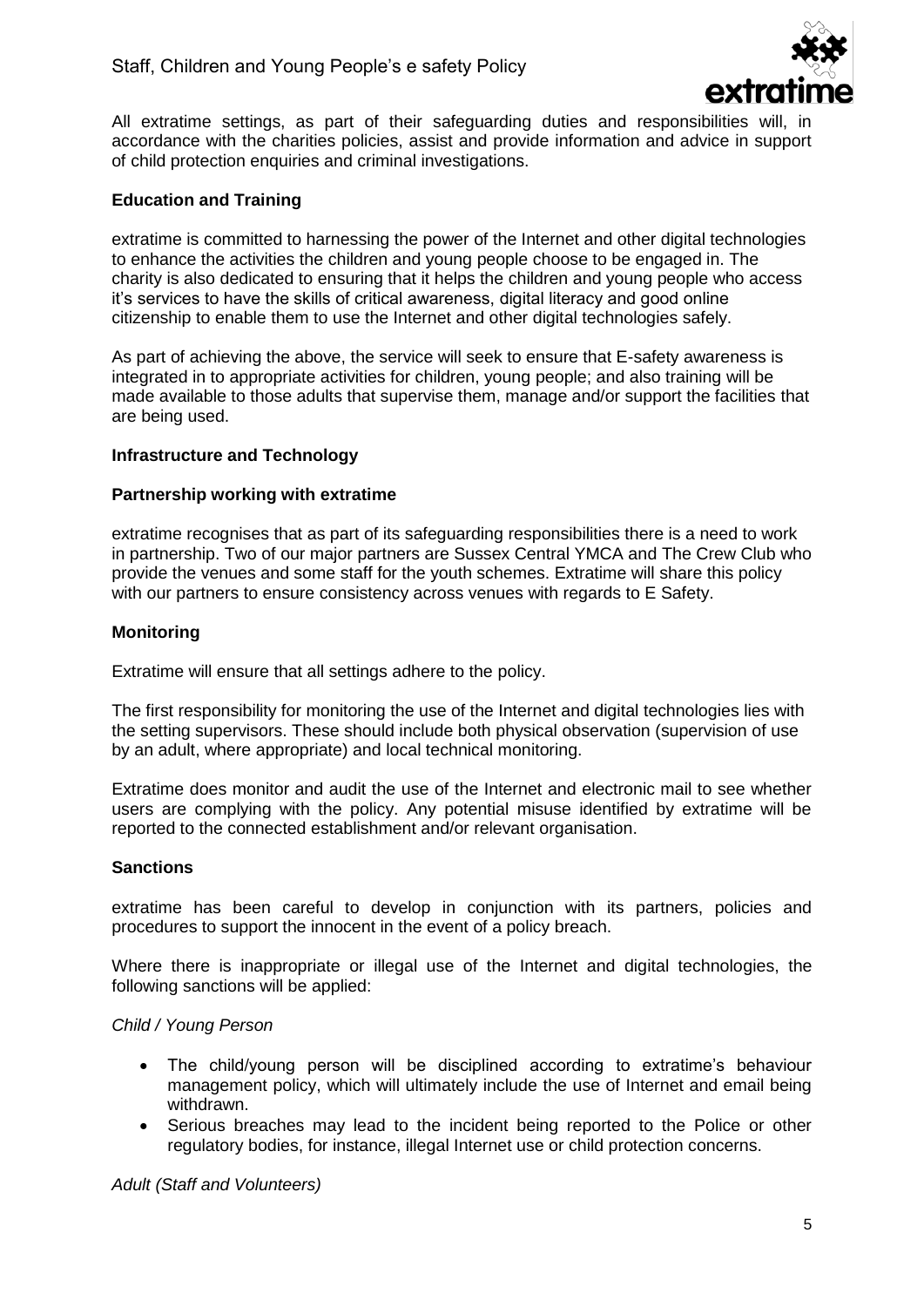All extratime settings, as part of their safeguarding duties and responsibilities will, in accordance with the charities policies, assist and provide information and advice in support of child protection enquiries and criminal investigations.

**Education and Training**

extratime is committed to harnessing the power of the Internet and other digital technologies to enhance the activities the children and young people choose to be engaged in. The charity is also dedicated to ensuring that it helps the children and young people who access it's services to have the skills of critical awareness, digital literacy and good online citizenship to enable them to use the Internet and other digital technologies safely.

As part of achieving the above, the service will seek to ensure that E-safety awareness is integrated in to appropriate activities for children, young people; and also training will be made available to those adults that supervise them, manage and/or support the facilities that are being used.

**Infrastructure and Technology**

**Partnership working with extratime**

extratime recognises that as part of its safeguarding responsibilities there is a need to work in partnership. Two of our major partners are Sussex Central YMCA and The Crew Club who provide the venues and some staff for the youth schemes. Extratime will share this policy with our partners to ensure consistency across venues with regards to E Safety.

**Monitoring**

Extratime will ensure that all settings adhere to the policy.

The first responsibility for monitoring the use of the Internet and digital technologies lies with the setting supervisors. These should include both physical observation (supervision of use by an adult, where appropriate) and local technical monitoring.

Extratime does monitor and audit the use of the Internet and electronic mail to see whether users are complying with the policy. Any potential misuse identified by extratime will be reported to the connected establishment and/or relevant organisation.

**Sanctions**

extratime has been careful to develop in conjunction with its partners, policies and procedures to support the innocent in the event of a policy breach.

Where there is inappropriate or illegal use of the Internet and digital technologies, the following sanctions will be applied:

*Child / Young Person*

- The child/young person will be disciplined according to extratime's behaviour management policy, which will ultimately include the use of Internet and email being withdrawn.
- Serious breaches may lead to the incident being reported to the Police or other regulatory bodies, for instance, illegal Internet use or child protection concerns.

*Adult (Staff and Volunteers)*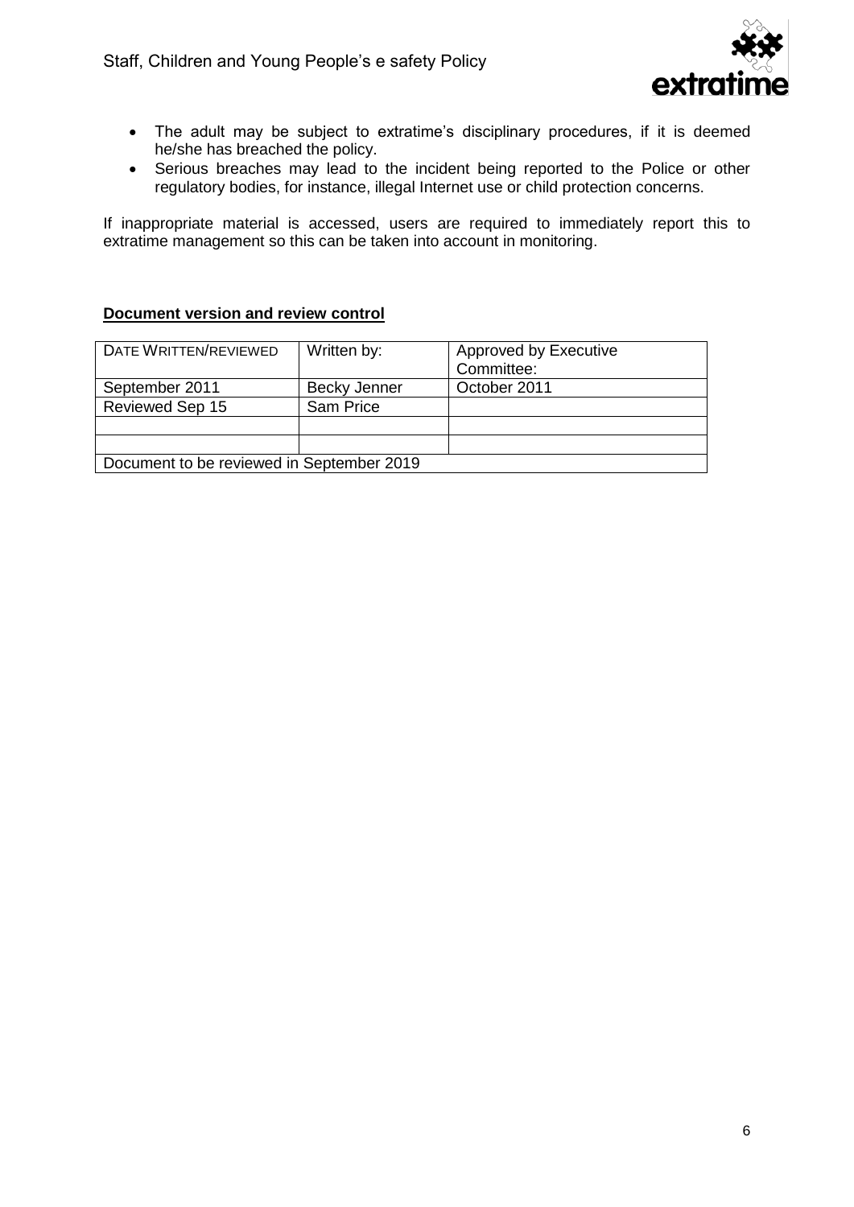- The adult may be subject to extratime's disciplinary procedures, if it is deemed he/she has breached the policy.
- Serious breaches may lead to the incident being reported to the Police or other regulatory bodies, for instance, illegal Internet use or child protection concerns.

If inappropriate material is accessed, users are required to immediately report this to extratime management so this can be taken into account in monitoring.

**Document version and review control**

| DATE WRITTEN/REVIEWED | Written by: | Approved by Executive Committee: |
|---|---|---|
| September 2011 | Becky Jenner | October 2011 |
| Reviewed Sep 15 | Sam Price | |
| | | |
| | | |
| Document to be reviewed in September 2019 | | |